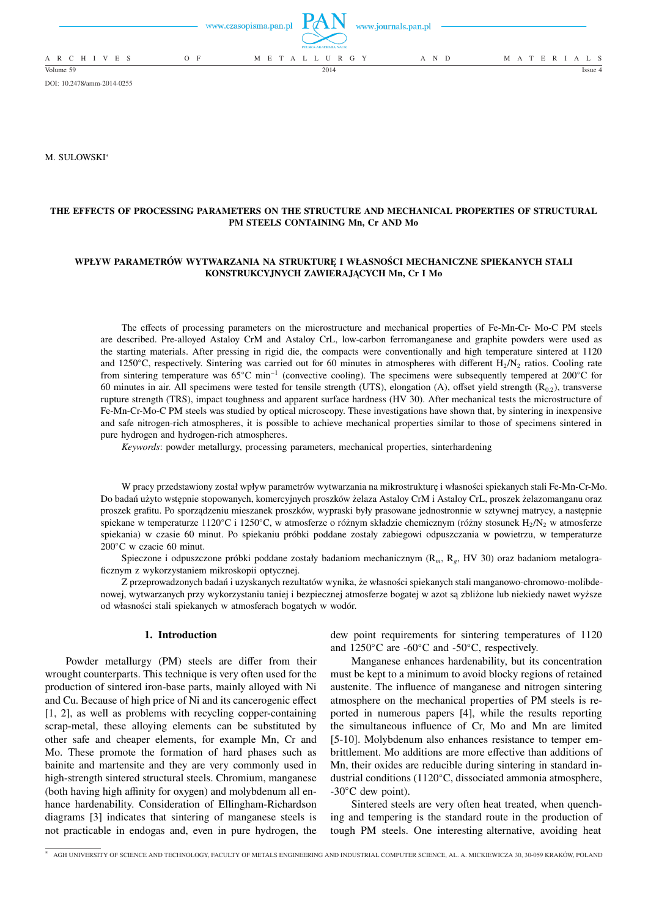DOI: 10.2478/amm-2014-0255

M. SULOWSKI[*]

# THE EFFECTS OF PROCESSING PARAMETERS ON THE STRUCTURE AND MECHANICAL PROPERTIES OF STRUCTURAL PM STEELS CONTAINING Mn, Cr AND Mo

# WPŁYW PARAMETRÓW WYTWARZANIA NA STRUKTURĘ I WŁASNOŚCI MECHANICZNE SPIEKANYCH STALI KONSTRUKCYJNYCH ZAWIERAJĄCYCH Mn, Cr I Mo

The effects of processing parameters on the microstructure and mechanical properties of Fe-Mn-Cr- Mo-C PM steels are described. Pre-alloyed Astaloy CrM and Astaloy CrL, low-carbon ferromanganese and graphite powders were used as the starting materials. After pressing in rigid die, the compacts were conventionally and high temperature sintered at 1120 and 1250°C, respectively. Sintering was carried out for 60 minutes in atmospheres with different $H_2/N_2$ ratios. Cooling rate from sintering temperature was 65°C $min^{-1}$ (convective cooling). The specimens were subsequently tempered at 200°C for 60 minutes in air. All specimens were tested for tensile strength (UTS), elongation (A), offset yield strength ($R_{0.2}$), transverse rupture strength (TRS), impact toughness and apparent surface hardness (HV 30). After mechanical tests the microstructure of Fe-Mn-Cr-Mo-C PM steels was studied by optical microscopy. These investigations have shown that, by sintering in inexpensive and safe nitrogen-rich atmospheres, it is possible to achieve mechanical properties similar to those of specimens sintered in pure hydrogen and hydrogen-rich atmospheres.

*Keywords*: powder metallurgy, processing parameters, mechanical properties, sinterhardening

W pracy przedstawiony został wpływ parametrów wytwarzania na mikrostrukturę i własności spiekanych stali Fe-Mn-Cr-Mo. Do badań użyto wstępnie stopowanych, komercyjnych proszków żelaza Astaloy CrM i Astaloy CrL, proszek żelazomanganu oraz proszek grafitu. Po sporządzeniu mieszanek proszków, wypraski były prasowane jednostronnie w sztywnej matrycy, a następnie spiekane w temperaturze 1120°C i 1250°C, w atmosferze o różnym składzie chemicznym (różny stosunek $H_2/N_2$ w atmosferze spiekania) w czasie 60 minut. Po spiekaniu próbki poddane zostały zabiegowi odpuszczania w powietrzu, w temperaturze 200°C w czacie 60 minut.

Spieczone i odpuszczone próbki poddane zostały badaniom mechanicznym ($R_m$, $R_g$, HV 30) oraz badaniom metalograficznym z wykorzystaniem mikroskopii optycznej.

Z przeprowadzonych badań i uzyskanych rezultatów wynika, że własności spiekanych stali manganowo-chromowo-molibdenowej, wytwarzanych przy wykorzystaniu taniej i bezpiecznej atmosferze bogatej w azot są zbliżone lub niekiedy nawet wyższe od własności stali spiekanych w atmosferach bogatych w wodór.

## 1. Introduction

Powder metallurgy (PM) steels are differ from their wrought counterparts. This technique is very often used for the production of sintered iron-base parts, mainly alloyed with Ni and Cu. Because of high price of Ni and its cancerogenic effect [1, 2], as well as problems with recycling copper-containing scrap-metal, these alloying elements can be substituted by other safe and cheaper elements, for example Mn, Cr and Mo. These promote the formation of hard phases such as bainite and martensite and they are very commonly used in high-strength sintered structural steels. Chromium, manganese (both having high affinity for oxygen) and molybdenum all enhance hardenability. Consideration of Ellingham-Richardson diagrams [3] indicates that sintering of manganese steels is not practicable in endogas and, even in pure hydrogen, the dew point requirements for sintering temperatures of 1120 and 1250°C are -60°C and -50°C, respectively.

Manganese enhances hardenability, but its concentration must be kept to a minimum to avoid blocky regions of retained austenite. The influence of manganese and nitrogen sintering atmosphere on the mechanical properties of PM steels is reported in numerous papers [4], while the results reporting the simultaneous influence of Cr, Mo and Mn are limited [5-10]. Molybdenum also enhances resistance to temper embrittlement. Mo additions are more effective than additions of Mn, their oxides are reducible during sintering in standard industrial conditions (1120°C, dissociated ammonia atmosphere, -30°C dew point).

Sintered steels are very often heat treated, when quenching and tempering is the standard route in the production of tough PM steels. One interesting alternative, avoiding heat

[*] AGH UNIVERSITY OF SCIENCE AND TECHNOLOGY, FACULTY OF METALS ENGINEERING AND INDUSTRIAL COMPUTER SCIENCE, AL. A. MICKIEWICZA 30, 30-059 KRAKÓW, POLAND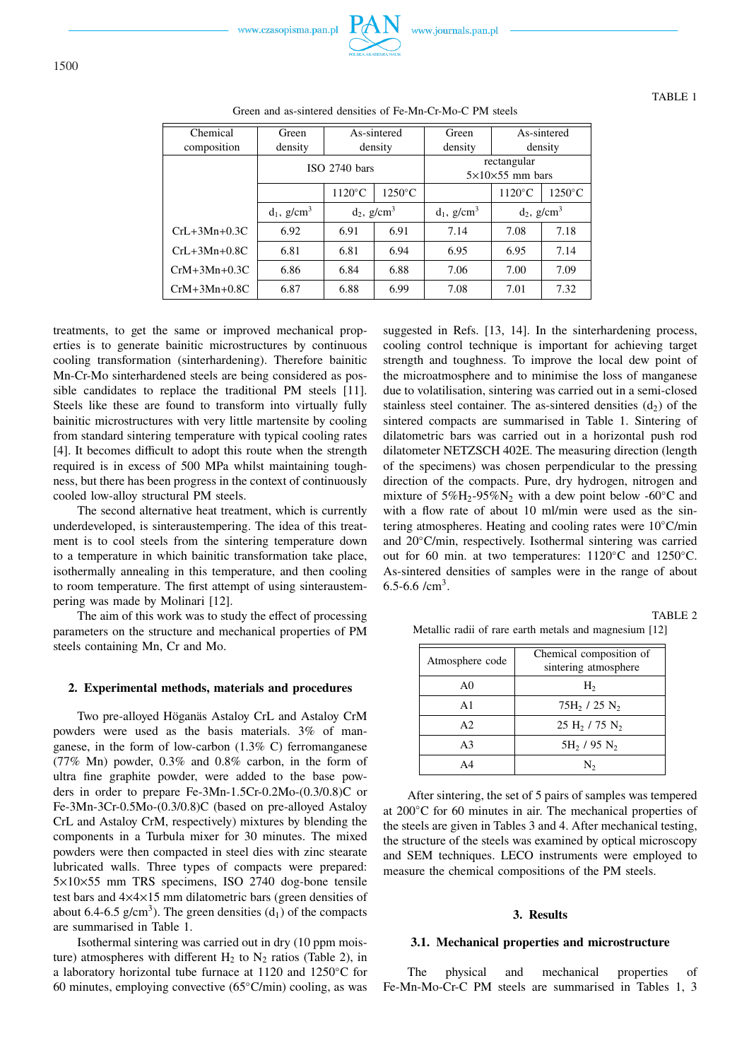TABLE 1

Green and as-sintered densities of Fe-Mn-Cr-Mo-C PM steels

| Chemical composition | Green density | As-sintered density | | Green density | As-sintered density | |
|---|---|---|---|---|---|---|
| | ISO 2740 bars | | | rectangular 5×10×55 mm bars | | |
| | | 1120°C | 1250°C | | 1120°C | 1250°C |
| | $d_1$, g/cm$^3$ | $d_2$, g/cm$^3$ | | $d_1$, g/cm$^3$ | $d_2$, g/cm$^3$ | |
| CrL+3Mn+0.3C | 6.92 | 6.91 | 6.91 | 7.14 | 7.08 | 7.18 |
| CrL+3Mn+0.8C | 6.81 | 6.81 | 6.94 | 6.95 | 6.95 | 7.14 |
| CrM+3Mn+0.3C | 6.86 | 6.84 | 6.88 | 7.06 | 7.00 | 7.09 |
| CrM+3Mn+0.8C | 6.87 | 6.88 | 6.99 | 7.08 | 7.01 | 7.32 |

treatments, to get the same or improved mechanical properties is to generate bainitic microstructures by continuous cooling transformation (sinterhardening). Therefore bainitic Mn-Cr-Mo sinterhardened steels are being considered as possible candidates to replace the traditional PM steels [11]. Steels like these are found to transform into virtually fully bainitic microstructures with very little martensite by cooling from standard sintering temperature with typical cooling rates [4]. It becomes difficult to adopt this route when the strength required is in excess of 500 MPa whilst maintaining toughness, but there has been progress in the context of continuously cooled low-alloy structural PM steels.

The second alternative heat treatment, which is currently underdeveloped, is sinteraustempering. The idea of this treatment is to cool steels from the sintering temperature down to a temperature in which bainitic transformation take place, isothermally annealing in this temperature, and then cooling to room temperature. The first attempt of using sinteraustempering was made by Molinari [12].

The aim of this work was to study the effect of processing parameters on the structure and mechanical properties of PM steels containing Mn, Cr and Mo.

## 2. Experimental methods, materials and procedures

Two pre-alloyed Höganäs Astaloy CrL and Astaloy CrM powders were used as the basis materials. 3% of manganese, in the form of low-carbon (1.3% C) ferromanganese (77% Mn) powder, 0.3% and 0.8% carbon, in the form of ultra fine graphite powder, were added to the base powders in order to prepare Fe-3Mn-1.5Cr-0.2Mo-(0.3/0.8)C or Fe-3Mn-3Cr-0.5Mo-(0.3/0.8)C (based on pre-alloyed Astaloy CrL and Astaloy CrM, respectively) mixtures by blending the components in a Turbula mixer for 30 minutes. The mixed powders were then compacted in steel dies with zinc stearate lubricated walls. Three types of compacts were prepared: 5×10×55 mm TRS specimens, ISO 2740 dog-bone tensile test bars and 4×4×15 mm dilatometric bars (green densities of about 6.4-6.5 g/cm$^3$). The green densities ($d_1$) of the compacts are summarised in Table 1.

Isothermal sintering was carried out in dry (10 ppm moisture) atmospheres with different $H_2$ to $N_2$ ratios (Table 2), in a laboratory horizontal tube furnace at 1120 and 1250°C for 60 minutes, employing convective (65°C/min) cooling, as was suggested in Refs. [13, 14]. In the sinterhardening process, cooling control technique is important for achieving target strength and toughness. To improve the local dew point of the microatmosphere and to minimise the loss of manganese due to volatilisation, sintering was carried out in a semi-closed stainless steel container. The as-sintered densities ($d_2$) of the sintered compacts are summarised in Table 1. Sintering of dilatometric bars was carried out in a horizontal push rod dilatometer NETZSCH 402E. The measuring direction (length of the specimens) was chosen perpendicular to the pressing direction of the compacts. Pure, dry hydrogen, nitrogen and mixture of 5%$H_2$-95%$N_2$ with a dew point below -60°C and with a flow rate of about 10 ml/min were used as the sintering atmospheres. Heating and cooling rates were 10°C/min and 20°C/min, respectively. Isothermal sintering was carried out for 60 min. at two temperatures: 1120°C and 1250°C. As-sintered densities of samples were in the range of about 6.5-6.6 /cm$^3$.

TABLE 2

Metallic radii of rare earth metals and magnesium [12]

| Atmosphere code | Chemical composition of sintering atmosphere |
|---|---|
| A0 | $H_2$ |
| A1 | 75$H_2$ / 25 $N_2$ |
| A2 | 25 $H_2$ / 75 $N_2$ |
| A3 | 5$H_2$ / 95 $N_2$ |
| A4 | $N_2$ |

After sintering, the set of 5 pairs of samples was tempered at 200°C for 60 minutes in air. The mechanical properties of the steels are given in Tables 3 and 4. After mechanical testing, the structure of the steels was examined by optical microscopy and SEM techniques. LECO instruments were employed to measure the chemical compositions of the PM steels.

## 3. Results

### 3.1. Mechanical properties and microstructure

The physical and mechanical properties of Fe-Mn-Mo-Cr-C PM steels are summarised in Tables 1, 3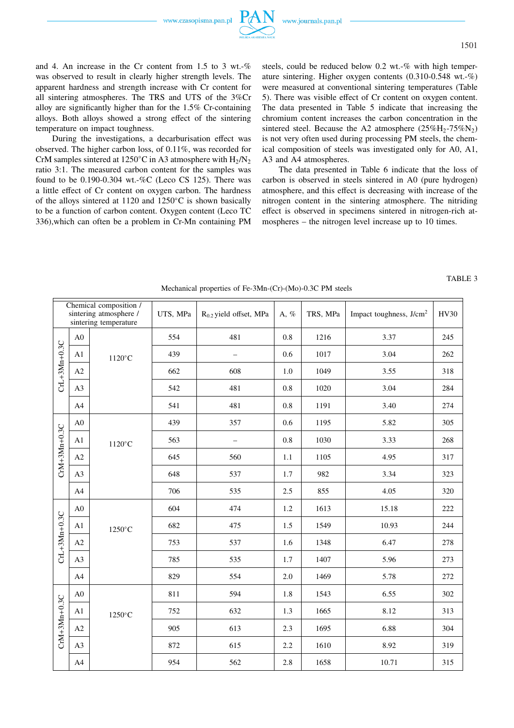and 4. An increase in the Cr content from 1.5 to 3 wt.-% was observed to result in clearly higher strength levels. The apparent hardness and strength increase with Cr content for all sintering atmospheres. The TRS and UTS of the 3%Cr alloy are significantly higher than for the 1.5% Cr-containing alloys. Both alloys showed a strong effect of the sintering temperature on impact toughness.

During the investigations, a decarburisation effect was observed. The higher carbon loss, of 0.11%, was recorded for CrM samples sintered at 1250°C in A3 atmosphere with $H_2/N_2$ ratio 3:1. The measured carbon content for the samples was found to be 0.190-0.304 wt.-%C (Leco CS 125). There was a little effect of Cr content on oxygen carbon. The hardness of the alloys sintered at 1120 and 1250°C is shown basically to be a function of carbon content. Oxygen content (Leco TC 336),which can often be a problem in Cr-Mn containing PM steels, could be reduced below 0.2 wt.-% with high temperature sintering. Higher oxygen contents (0.310-0.548 wt.-%) were measured at conventional sintering temperatures (Table 5). There was visible effect of Cr content on oxygen content. The data presented in Table 5 indicate that increasing the chromium content increases the carbon concentration in the sintered steel. Because the A2 atmosphere ($25\%H_2$-$75\%N_2$) is not very often used during processing PM steels, the chemical composition of steels was investigated only for A0, A1, A3 and A4 atmospheres.

The data presented in Table 6 indicate that the loss of carbon is observed in steels sintered in A0 (pure hydrogen) atmosphere, and this effect is decreasing with increase of the nitrogen content in the sintering atmosphere. The nitriding effect is observed in specimens sintered in nitrogen-rich atmospheres – the nitrogen level increase up to 10 times.

TABLE 3

Mechanical properties of Fe-3Mn-(Cr)-(Mo)-0.3C PM steels

| Chemical composition / sintering atmosphere / sintering temperature | | | UTS, MPa | $R_{0.2}$ yield offset, MPa | A, % | TRS, MPa | Impact toughness, $J/cm^2$ | HV30 |
|---|---|---|---|---|---|---|---|---|
| CrL+3Mn+0.3C | A0 | 1120°C | 554 | 481 | 0.8 | 1216 | 3.37 | 245 |
| | A1 | | 439 | – | 0.6 | 1017 | 3.04 | 262 |
| | A2 | | 662 | 608 | 1.0 | 1049 | 3.55 | 318 |
| | A3 | | 542 | 481 | 0.8 | 1020 | 3.04 | 284 |
| | A4 | | 541 | 481 | 0.8 | 1191 | 3.40 | 274 |
| CrM+3Mn+0.3C | A0 | 1120°C | 439 | 357 | 0.6 | 1195 | 5.82 | 305 |
| | A1 | | 563 | – | 0.8 | 1030 | 3.33 | 268 |
| | A2 | | 645 | 560 | 1.1 | 1105 | 4.95 | 317 |
| | A3 | | 648 | 537 | 1.7 | 982 | 3.34 | 323 |
| | A4 | | 706 | 535 | 2.5 | 855 | 4.05 | 320 |
| CrL+3Mn+0.3C | A0 | 1250°C | 604 | 474 | 1.2 | 1613 | 15.18 | 222 |
| | A1 | | 682 | 475 | 1.5 | 1549 | 10.93 | 244 |
| | A2 | | 753 | 537 | 1.6 | 1348 | 6.47 | 278 |
| | A3 | | 785 | 535 | 1.7 | 1407 | 5.96 | 273 |
| | A4 | | 829 | 554 | 2.0 | 1469 | 5.78 | 272 |
| CrM+3Mn+0.3C | A0 | 1250°C | 811 | 594 | 1.8 | 1543 | 6.55 | 302 |
| | A1 | | 752 | 632 | 1.3 | 1665 | 8.12 | 313 |
| | A2 | | 905 | 613 | 2.3 | 1695 | 6.88 | 304 |
| | A3 | | 872 | 615 | 2.2 | 1610 | 8.92 | 319 |
| | A4 | | 954 | 562 | 2.8 | 1658 | 10.71 | 315 |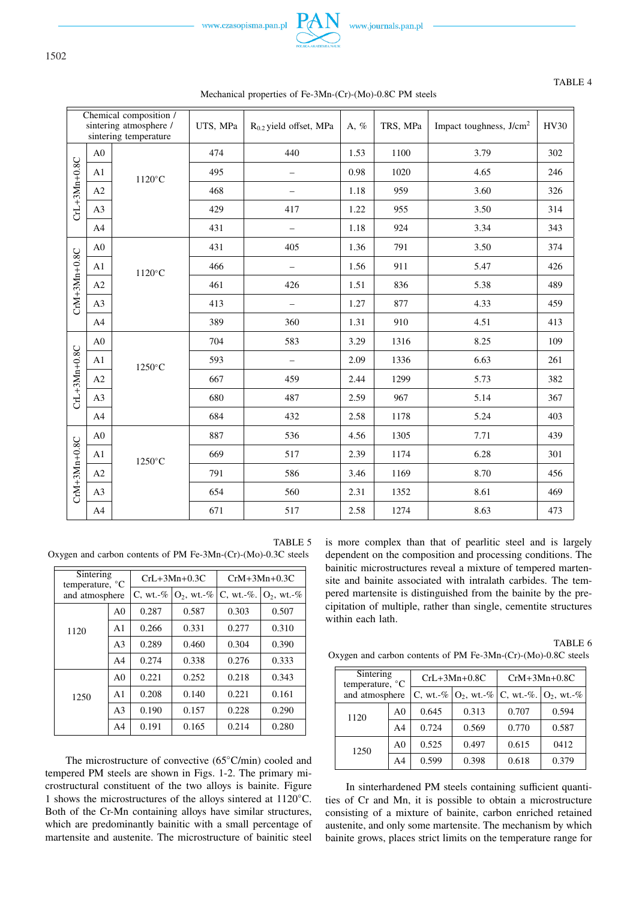TABLE 4

Mechanical properties of Fe-3Mn-(Cr)-(Mo)-0.8C PM steels

| Chemical composition / sintering atmosphere / sintering temperature | | | UTS, MPa | $R_{0.2}$ yield offset, MPa | A, % | TRS, MPa | Impact toughness, J/cm$^2$ | HV30 |
|---|---|---|---|---|---|---|---|---|
| CrL+3Mn+0.8C | A0 | 1120°C | 474 | 440 | 1.53 | 1100 | 3.79 | 302 |
| | A1 | | 495 | – | 0.98 | 1020 | 4.65 | 246 |
| | A2 | | 468 | – | 1.18 | 959 | 3.60 | 326 |
| | A3 | | 429 | 417 | 1.22 | 955 | 3.50 | 314 |
| | A4 | | 431 | – | 1.18 | 924 | 3.34 | 343 |
| CrM+3Mn+0.8C | A0 | 1120°C | 431 | 405 | 1.36 | 791 | 3.50 | 374 |
| | A1 | | 466 | – | 1.56 | 911 | 5.47 | 426 |
| | A2 | | 461 | 426 | 1.51 | 836 | 5.38 | 489 |
| | A3 | | 413 | – | 1.27 | 877 | 4.33 | 459 |
| | A4 | | 389 | 360 | 1.31 | 910 | 4.51 | 413 |
| CrL+3Mn+0.8C | A0 | 1250°C | 704 | 583 | 3.29 | 1316 | 8.25 | 109 |
| | A1 | | 593 | – | 2.09 | 1336 | 6.63 | 261 |
| | A2 | | 667 | 459 | 2.44 | 1299 | 5.73 | 382 |
| | A3 | | 680 | 487 | 2.59 | 967 | 5.14 | 367 |
| | A4 | | 684 | 432 | 2.58 | 1178 | 5.24 | 403 |
| CrM+3Mn+0.8C | A0 | 1250°C | 887 | 536 | 4.56 | 1305 | 7.71 | 439 |
| | A1 | | 669 | 517 | 2.39 | 1174 | 6.28 | 301 |
| | A2 | | 791 | 586 | 3.46 | 1169 | 8.70 | 456 |
| | A3 | | 654 | 560 | 2.31 | 1352 | 8.61 | 469 |
| | A4 | | 671 | 517 | 2.58 | 1274 | 8.63 | 473 |

TABLE 5

Oxygen and carbon contents of PM Fe-3Mn-(Cr)-(Mo)-0.3C steels

| Sintering temperature, °C and atmosphere | | CrL+3Mn+0.3C | | CrM+3Mn+0.3C | |
|---|---|---|---|---|---|
| | | C, wt.-% | $O_2$, wt.-% | C, wt.-%. | $O_2$, wt.-% |
| 1120 | A0 | 0.287 | 0.587 | 0.303 | 0.507 |
| | A1 | 0.266 | 0.331 | 0.277 | 0.310 |
| | A3 | 0.289 | 0.460 | 0.304 | 0.390 |
| | A4 | 0.274 | 0.338 | 0.276 | 0.333 |
| 1250 | A0 | 0.221 | 0.252 | 0.218 | 0.343 |
| | A1 | 0.208 | 0.140 | 0.221 | 0.161 |
| | A3 | 0.190 | 0.157 | 0.228 | 0.290 |
| | A4 | 0.191 | 0.165 | 0.214 | 0.280 |

The microstructure of convective (65°C/min) cooled and tempered PM steels are shown in Figs. 1-2. The primary microstructural constituent of the two alloys is bainite. Figure 1 shows the microstructures of the alloys sintered at 1120°C. Both of the Cr-Mn containing alloys have similar structures, which are predominantly bainitic with a small percentage of martensite and austenite. The microstructure of bainitic steel is more complex than that of pearlitic steel and is largely dependent on the composition and processing conditions. The bainitic microstructures reveal a mixture of tempered martensite and bainite associated with intralath carbides. The tempered martensite is distinguished from the bainite by the precipitation of multiple, rather than single, cementite structures within each lath.

TABLE 6

Oxygen and carbon contents of PM Fe-3Mn-(Cr)-(Mo)-0.8C steels

| Sintering temperature, °C and atmosphere | | CrL+3Mn+0.8C | | CrM+3Mn+0.8C | |
|---|---|---|---|---|---|
| | | C, wt.-% | $O_2$, wt.-% | C, wt.-%. | $O_2$, wt.-% |
| 1120 | A0 | 0.645 | 0.313 | 0.707 | 0.594 |
| | A4 | 0.724 | 0.569 | 0.770 | 0.587 |
| 1250 | A0 | 0.525 | 0.497 | 0.615 | 0412 |
| | A4 | 0.599 | 0.398 | 0.618 | 0.379 |

In sinterhardened PM steels containing sufficient quantities of Cr and Mn, it is possible to obtain a microstructure consisting of a mixture of bainite, carbon enriched retained austenite, and only some martensite. The mechanism by which bainite grows, places strict limits on the temperature range for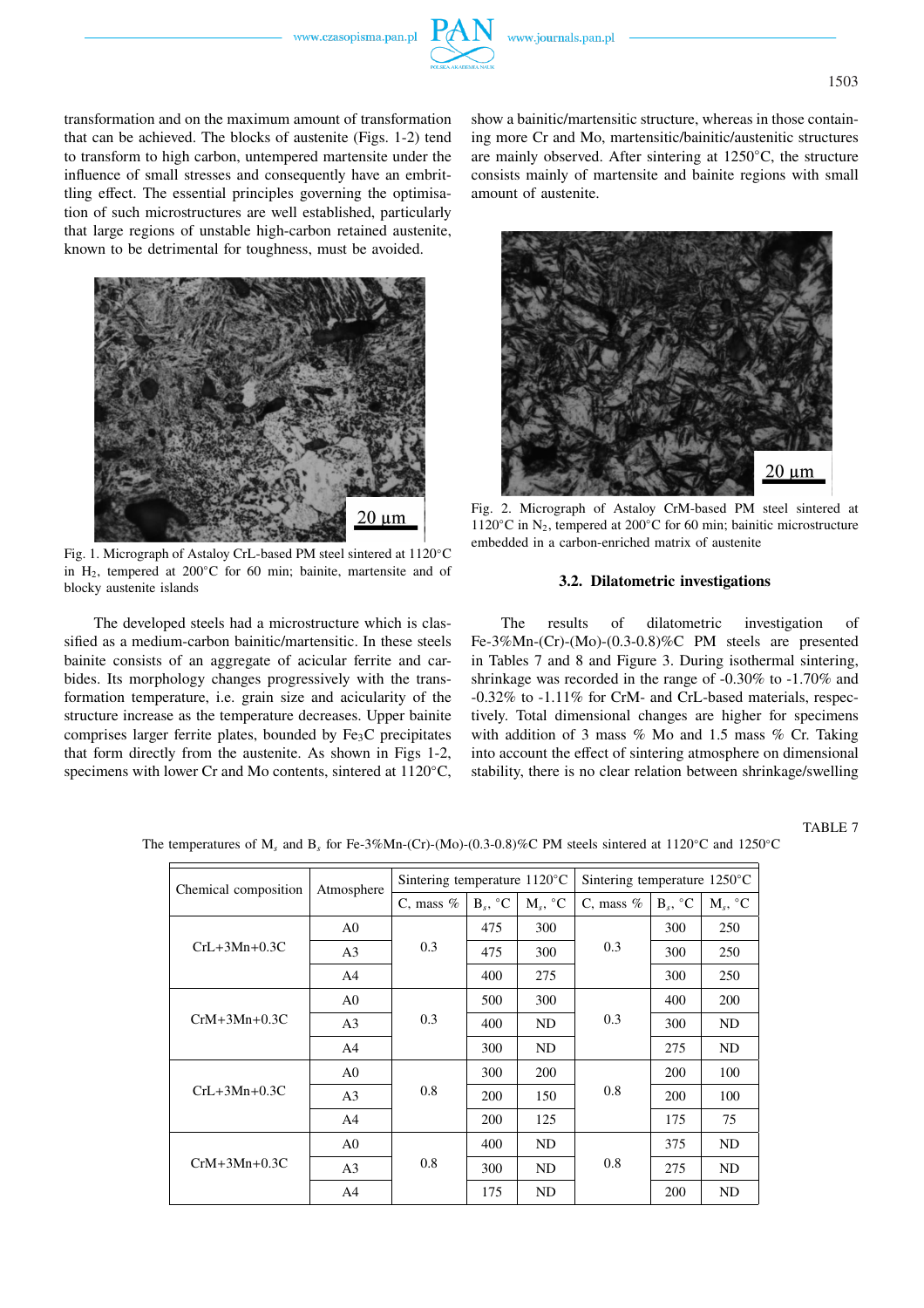transformation and on the maximum amount of transformation that can be achieved. The blocks of austenite (Figs. 1-2) tend to transform to high carbon, untempered martensite under the influence of small stresses and consequently have an embrittling effect. The essential principles governing the optimisation of such microstructures are well established, particularly that large regions of unstable high-carbon retained austenite, known to be detrimental for toughness, must be avoided.

Fig. 1. Micrograph of Astaloy CrL-based PM steel sintered at 1120°C in $H_2$, tempered at 200°C for 60 min; bainite, martensite and of blocky austenite islands

The developed steels had a microstructure which is classified as a medium-carbon bainitic/martensitic. In these steels bainite consists of an aggregate of acicular ferrite and carbides. Its morphology changes progressively with the transformation temperature, i.e. grain size and acicularity of the structure increase as the temperature decreases. Upper bainite comprises larger ferrite plates, bounded by $Fe_3C$ precipitates that form directly from the austenite. As shown in Figs 1-2, specimens with lower Cr and Mo contents, sintered at 1120°C, show a bainitic/martensitic structure, whereas in those containing more Cr and Mo, martensitic/bainitic/austenitic structures are mainly observed. After sintering at 1250°C, the structure consists mainly of martensite and bainite regions with small amount of austenite.

Fig. 2. Micrograph of Astaloy CrM-based PM steel sintered at 1120°C in $N_2$, tempered at 200°C for 60 min; bainitic microstructure embedded in a carbon-enriched matrix of austenite

### 3.2. Dilatometric investigations

The results of dilatometric investigation of Fe-3%Mn-(Cr)-(Mo)-(0.3-0.8)%C PM steels are presented in Tables 7 and 8 and Figure 3. During isothermal sintering, shrinkage was recorded in the range of -0.30% to -1.70% and -0.32% to -1.11% for CrM- and CrL-based materials, respectively. Total dimensional changes are higher for specimens with addition of 3 mass % Mo and 1.5 mass % Cr. Taking into account the effect of sintering atmosphere on dimensional stability, there is no clear relation between shrinkage/swelling

TABLE 7

The temperatures of $M_s$ and $B_s$ for Fe-3%Mn-(Cr)-(Mo)-(0.3-0.8)%C PM steels sintered at 1120°C and 1250°C

| Chemical composition | Atmosphere | Sintering temperature 1120°C | | | Sintering temperature 1250°C | | |
|---|---|---|---|---|---|---|---|
| | | C, mass % | $B_s$, °C | $M_s$, °C | C, mass % | $B_s$, °C | $M_s$, °C |
| CrL+3Mn+0.3C | A0 | 0.3 | 475 | 300 | 0.3 | 300 | 250 |
| | A3 | | 475 | 300 | | 300 | 250 |
| | A4 | | 400 | 275 | | 300 | 250 |
| CrM+3Mn+0.3C | A0 | 0.3 | 500 | 300 | 0.3 | 400 | 200 |
| | A3 | | 400 | ND | | 300 | ND |
| | A4 | | 300 | ND | | 275 | ND |
| CrL+3Mn+0.3C | A0 | 0.8 | 300 | 200 | 0.8 | 200 | 100 |
| | A3 | | 200 | 150 | | 200 | 100 |
| | A4 | | 200 | 125 | | 175 | 75 |
| CrM+3Mn+0.3C | A0 | 0.8 | 400 | ND | 0.8 | 375 | ND |
| | A3 | | 300 | ND | | 275 | ND |
| | A4 | | 175 | ND | | 200 | ND |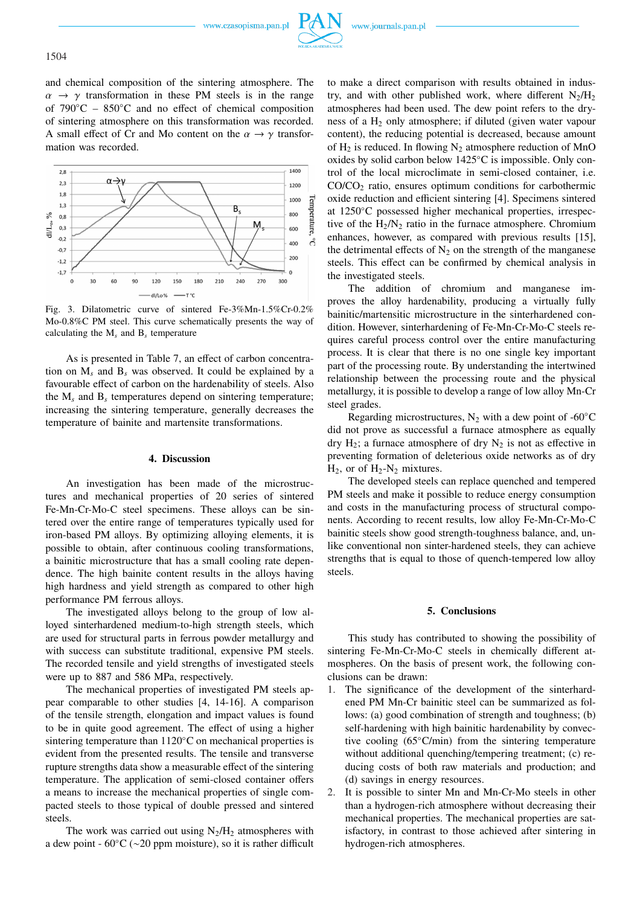and chemical composition of the sintering atmosphere. The $\alpha \rightarrow \gamma$ transformation in these PM steels is in the range of 790°C – 850°C and no effect of chemical composition of sintering atmosphere on this transformation was recorded. A small effect of Cr and Mo content on the $\alpha \rightarrow \gamma$ transformation was recorded.

Fig. 3. Dilatometric curve of sintered Fe-3%Mn-1.5%Cr-0.2% Mo-0.8%C PM steel. This curve schematically presents the way of calculating the $M_s$ and $B_s$ temperature

As is presented in Table 7, an effect of carbon concentration on $M_s$ and $B_s$ was observed. It could be explained by a favourable effect of carbon on the hardenability of steels. Also the $M_s$ and $B_s$ temperatures depend on sintering temperature; increasing the sintering temperature, generally decreases the temperature of bainite and martensite transformations.

## 4. Discussion

An investigation has been made of the microstructures and mechanical properties of 20 series of sintered Fe-Mn-Cr-Mo-C steel specimens. These alloys can be sintered over the entire range of temperatures typically used for iron-based PM alloys. By optimizing alloying elements, it is possible to obtain, after continuous cooling transformations, a bainitic microstructure that has a small cooling rate dependence. The high bainite content results in the alloys having high hardness and yield strength as compared to other high performance PM ferrous alloys.

The investigated alloys belong to the group of low alloyed sinterhardened medium-to-high strength steels, which are used for structural parts in ferrous powder metallurgy and with success can substitute traditional, expensive PM steels. The recorded tensile and yield strengths of investigated steels were up to 887 and 586 MPa, respectively.

The mechanical properties of investigated PM steels appear comparable to other studies [4, 14-16]. A comparison of the tensile strength, elongation and impact values is found to be in quite good agreement. The effect of using a higher sintering temperature than 1120°C on mechanical properties is evident from the presented results. The tensile and transverse rupture strengths data show a measurable effect of the sintering temperature. The application of semi-closed container offers a means to increase the mechanical properties of single compacted steels to those typical of double pressed and sintered steels.

The work was carried out using $N_2/H_2$ atmospheres with a dew point - 60°C (~20 ppm moisture), so it is rather difficult to make a direct comparison with results obtained in industry, and with other published work, where different $N_2/H_2$ atmospheres had been used. The dew point refers to the dryness of a $H_2$ only atmosphere; if diluted (given water vapour content), the reducing potential is decreased, because amount of $H_2$ is reduced. In flowing $N_2$ atmosphere reduction of MnO oxides by solid carbon below 1425°C is impossible. Only control of the local microclimate in semi-closed container, i.e. $CO/CO_2$ ratio, ensures optimum conditions for carbothermic oxide reduction and efficient sintering [4]. Specimens sintered at 1250°C possessed higher mechanical properties, irrespective of the $H_2/N_2$ ratio in the furnace atmosphere. Chromium enhances, however, as compared with previous results [15], the detrimental effects of $N_2$ on the strength of the manganese steels. This effect can be confirmed by chemical analysis in the investigated steels.

The addition of chromium and manganese improves the alloy hardenability, producing a virtually fully bainitic/martensitic microstructure in the sinterhardened condition. However, sinterhardening of Fe-Mn-Cr-Mo-C steels requires careful process control over the entire manufacturing process. It is clear that there is no one single key important part of the processing route. By understanding the intertwined relationship between the processing route and the physical metallurgy, it is possible to develop a range of low alloy Mn-Cr steel grades.

Regarding microstructures, $N_2$ with a dew point of -60°C did not prove as successful a furnace atmosphere as equally dry $H_2$; a furnace atmosphere of dry $N_2$ is not as effective in preventing formation of deleterious oxide networks as of dry $H_2$, or of $H_2$-$N_2$ mixtures.

The developed steels can replace quenched and tempered PM steels and make it possible to reduce energy consumption and costs in the manufacturing process of structural components. According to recent results, low alloy Fe-Mn-Cr-Mo-C bainitic steels show good strength-toughness balance, and, unlike conventional non sinter-hardened steels, they can achieve strengths that is equal to those of quench-tempered low alloy steels.

## 5. Conclusions

This study has contributed to showing the possibility of sintering Fe-Mn-Cr-Mo-C steels in chemically different atmospheres. On the basis of present work, the following conclusions can be drawn:

1. The significance of the development of the sinterhardened PM Mn-Cr bainitic steel can be summarized as follows: (a) good combination of strength and toughness; (b) self-hardening with high bainitic hardenability by convective cooling (65°C/min) from the sintering temperature without additional quenching/tempering treatment; (c) reducing costs of both raw materials and production; and (d) savings in energy resources.
2. It is possible to sinter Mn and Mn-Cr-Mo steels in other than a hydrogen-rich atmosphere without decreasing their mechanical properties. The mechanical properties are satisfactory, in contrast to those achieved after sintering in hydrogen-rich atmospheres.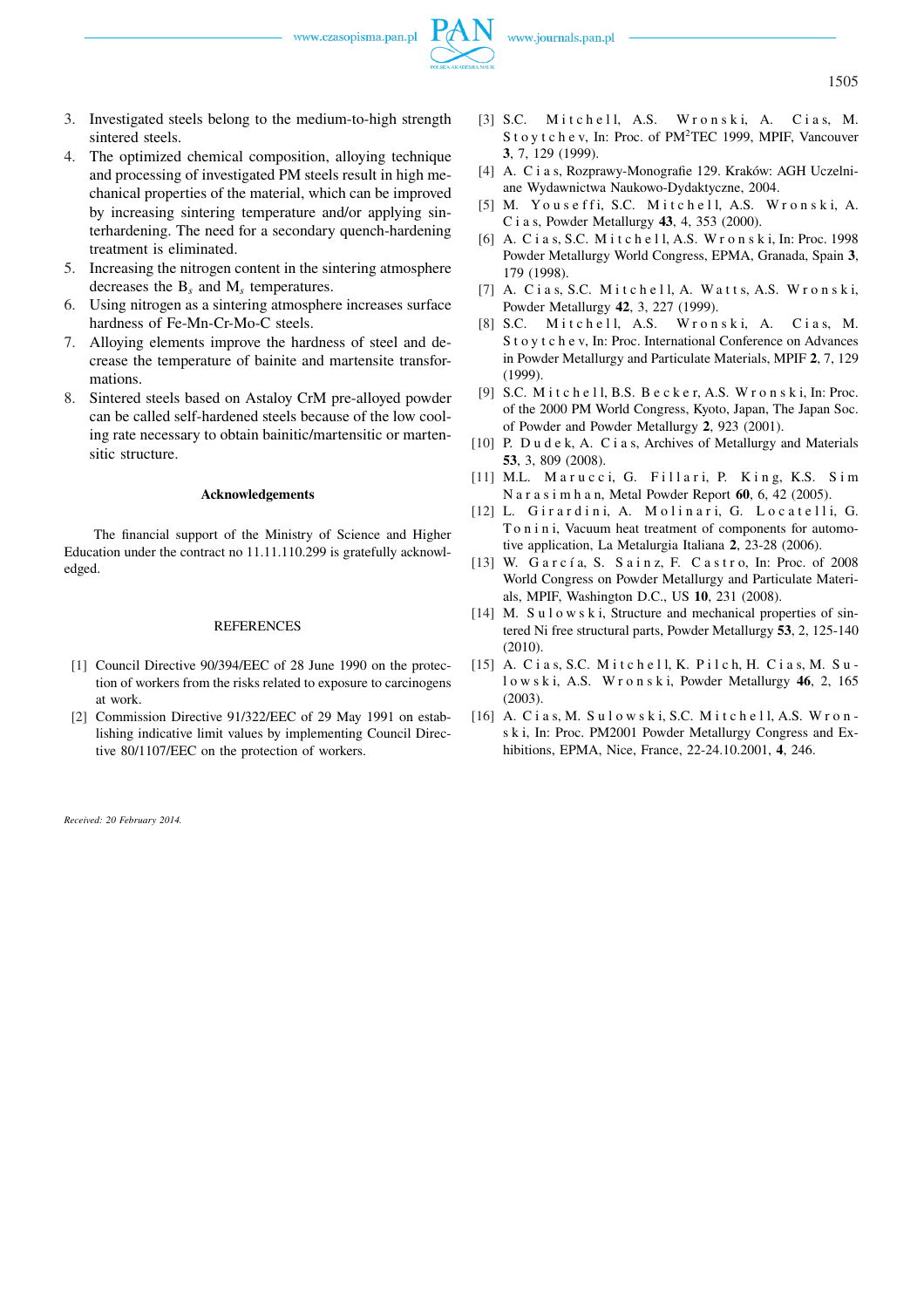3. Investigated steels belong to the medium-to-high strength sintered steels.
4. The optimized chemical composition, alloying technique and processing of investigated PM steels result in high mechanical properties of the material, which can be improved by increasing sintering temperature and/or applying sinterhardening. The need for a secondary quench-hardening treatment is eliminated.
5. Increasing the nitrogen content in the sintering atmosphere decreases the $B_s$ and $M_s$ temperatures.
6. Using nitrogen as a sintering atmosphere increases surface hardness of Fe-Mn-Cr-Mo-C steels.
7. Alloying elements improve the hardness of steel and decrease the temperature of bainite and martensite transformations.
8. Sintered steels based on Astaloy CrM pre-alloyed powder can be called self-hardened steels because of the low cooling rate necessary to obtain bainitic/martensitic or martensitic structure.

### Acknowledgements

The financial support of the Ministry of Science and Higher Education under the contract no 11.11.110.299 is gratefully acknowledged.

### REFERENCES

[1] Council Directive 90/394/EEC of 28 June 1990 on the protection of workers from the risks related to exposure to carcinogens at work.

[2] Commission Directive 91/322/EEC of 29 May 1991 on establishing indicative limit values by implementing Council Directive 80/1107/EEC on the protection of workers.

[3] S.C. Mitchell, A.S. Wronski, A. Cias, M. Stoytchev, In: Proc. of PM$^2$TEC 1999, MPIF, Vancouver **3**, 7, 129 (1999).

[4] A. Cias, Rozprawy-Monografie 129. Kraków: AGH Uczelniane Wydawnictwa Naukowo-Dydaktyczne, 2004.

[5] M. Youseffi, S.C. Mitchell, A.S. Wronski, A. Cias, Powder Metallurgy **43**, 4, 353 (2000).

[6] A. Cias, S.C. Mitchell, A.S. Wronski, In: Proc. 1998 Powder Metallurgy World Congress, EPMA, Granada, Spain **3**, 179 (1998).

[7] A. Cias, S.C. Mitchell, A. Watts, A.S. Wronski, Powder Metallurgy **42**, 3, 227 (1999).

[8] S.C. Mitchell, A.S. Wronski, A. Cias, M. Stoytchev, In: Proc. International Conference on Advances in Powder Metallurgy and Particulate Materials, MPIF **2**, 7, 129 (1999).

[9] S.C. Mitchell, B.S. Becker, A.S. Wronski, In: Proc. of the 2000 PM World Congress, Kyoto, Japan, The Japan Soc. of Powder and Powder Metallurgy **2**, 923 (2001).

[10] P. Dudek, A. Cias, Archives of Metallurgy and Materials **53**, 3, 809 (2008).

[11] M.L. Marucci, G. Fillari, P. King, K.S. Sim Narasimhan, Metal Powder Report **60**, 6, 42 (2005).

[12] L. Girardini, A. Molinari, G. Locatelli, G. Tonini, Vacuum heat treatment of components for automotive application, La Metalurgia Italiana **2**, 23-28 (2006).

[13] W. García, S. Sainz, F. Castro, In: Proc. of 2008 World Congress on Powder Metallurgy and Particulate Materials, MPIF, Washington D.C., US **10**, 231 (2008).

[14] M. Sulowski, Structure and mechanical properties of sintered Ni free structural parts, Powder Metallurgy **53**, 2, 125-140 (2010).

[15] A. Cias, S.C. Mitchell, K. Pilch, H. Cias, M. Sulowski, A.S. Wronski, Powder Metallurgy **46**, 2, 165 (2003).

[16] A. Cias, M. Sulowski, S.C. Mitchell, A.S. Wronski, In: Proc. PM2001 Powder Metallurgy Congress and Exhibitions, EPMA, Nice, France, 22-24.10.2001, **4**, 246.

*Received: 20 February 2014.*